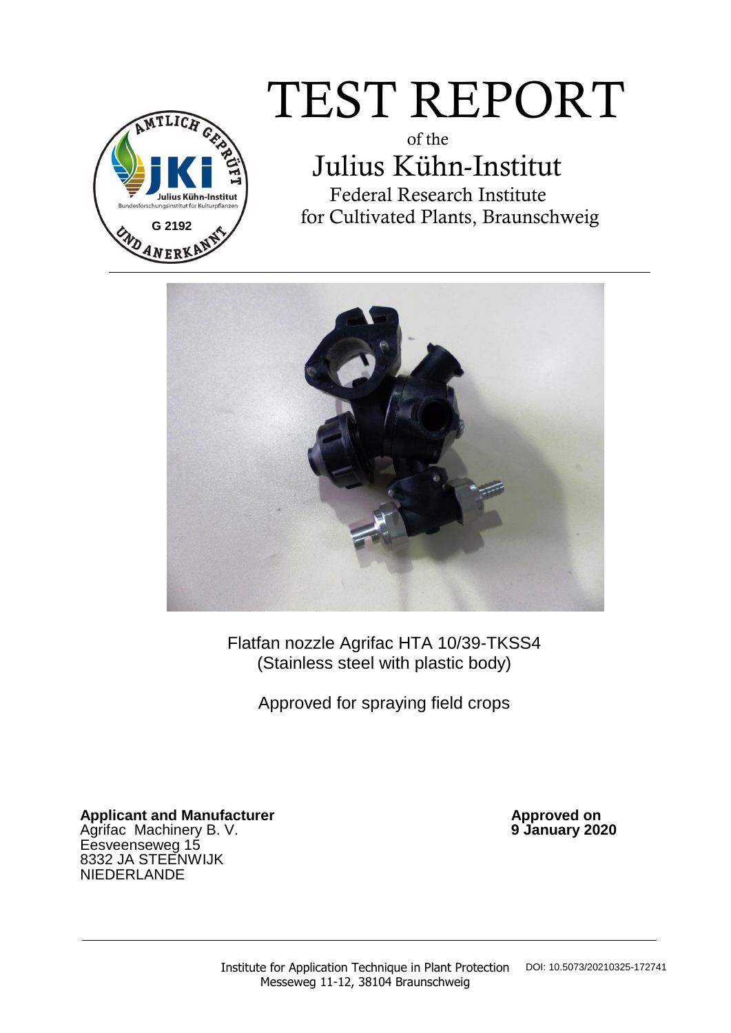# TEST REPORT

of the

## Julius Kühn-Institut

Federal Research Institute
for Cultivated Plants, Braunschweig

Flatfan nozzle Agrifac HTA 10/39-TKSS4
(Stainless steel with plastic body)

Approved for spraying field crops

**Applicant and Manufacturer**
Agrifac Machinery B. V.
Eesveenseweg 15
8332 JA STEENWIJK
NIEDERLANDE

**Approved on**
**9 January 2020**

Institute for Application Technique in Plant Protection
Messeweg 11-12, 38104 Braunschweig

DOI: 10.5073/20210325-172741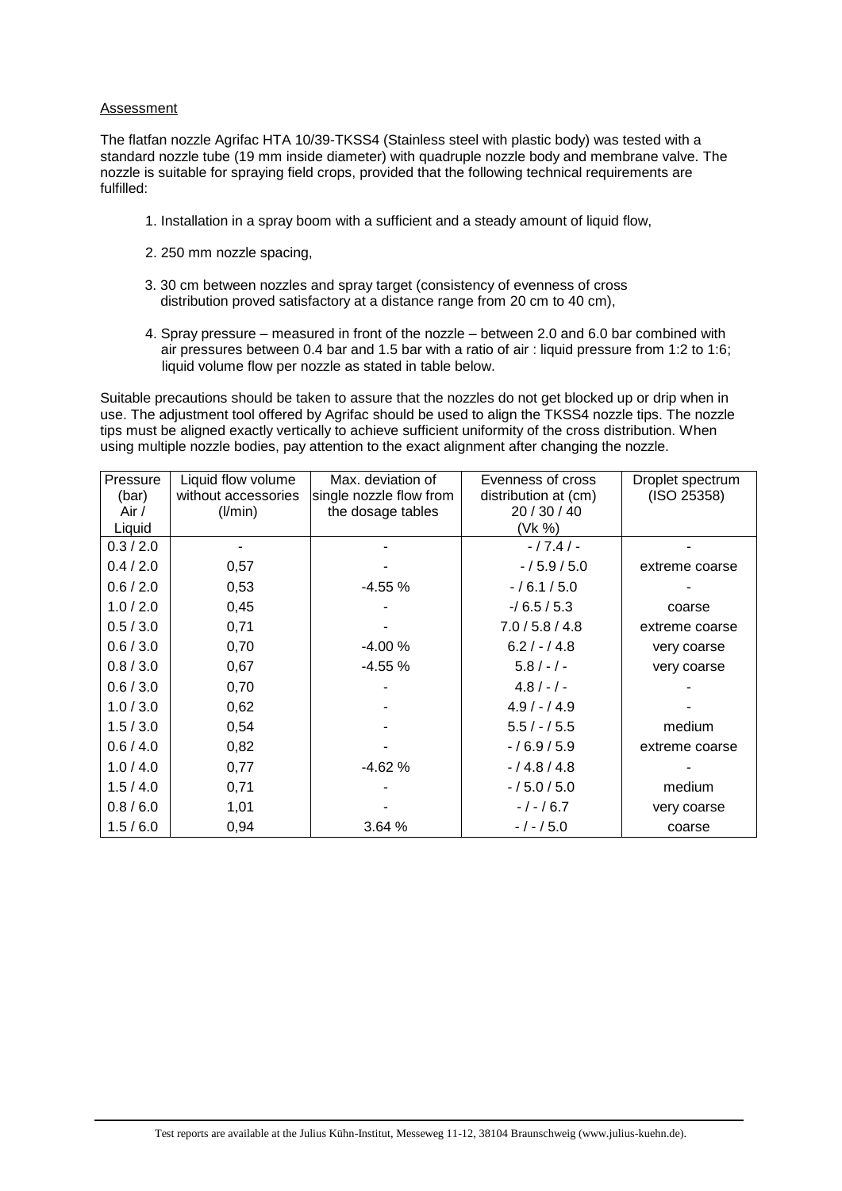## Assessment

The flatfan nozzle Agrifac HTA 10/39-TKSS4 (Stainless steel with plastic body) was tested with a standard nozzle tube (19 mm inside diameter) with quadruple nozzle body and membrane valve. The nozzle is suitable for spraying field crops, provided that the following technical requirements are fulfilled:

1. Installation in a spray boom with a sufficient and a steady amount of liquid flow,
2. 250 mm nozzle spacing,
3. 30 cm between nozzles and spray target (consistency of evenness of cross distribution proved satisfactory at a distance range from 20 cm to 40 cm),
4. Spray pressure – measured in front of the nozzle – between 2.0 and 6.0 bar combined with air pressures between 0.4 bar and 1.5 bar with a ratio of air : liquid pressure from 1:2 to 1:6; liquid volume flow per nozzle as stated in table below.

Suitable precautions should be taken to assure that the nozzles do not get blocked up or drip when in use. The adjustment tool offered by Agrifac should be used to align the TKSS4 nozzle tips. The nozzle tips must be aligned exactly vertically to achieve sufficient uniformity of the cross distribution. When using multiple nozzle bodies, pay attention to the exact alignment after changing the nozzle.

| Pressure (bar) Air / Liquid | Liquid flow volume without accessories (l/min) | Max. deviation of single nozzle flow from the dosage tables | Evenness of cross distribution at (cm) 20 / 30 / 40 (Vk %) | Droplet spectrum (ISO 25358) |
|---|---|---|---|---|
| 0.3 / 2.0 | - | - | - / 7.4 / - | - |
| 0.4 / 2.0 | 0,57 | - | - / 5.9 / 5.0 | extreme coarse |
| 0.6 / 2.0 | 0,53 | -4.55 % | - / 6.1 / 5.0 | - |
| 1.0 / 2.0 | 0,45 | - | -/ 6.5 / 5.3 | coarse |
| 0.5 / 3.0 | 0,71 | - | 7.0 / 5.8 / 4.8 | extreme coarse |
| 0.6 / 3.0 | 0,70 | -4.00 % | 6.2 / - / 4.8 | very coarse |
| 0.8 / 3.0 | 0,67 | -4.55 % | 5.8 / - / - | very coarse |
| 0.6 / 3.0 | 0,70 | - | 4.8 / - / - | - |
| 1.0 / 3.0 | 0,62 | - | 4.9 / - / 4.9 | - |
| 1.5 / 3.0 | 0,54 | - | 5.5 / - / 5.5 | medium |
| 0.6 / 4.0 | 0,82 | - | - / 6.9 / 5.9 | extreme coarse |
| 1.0 / 4.0 | 0,77 | -4.62 % | - / 4.8 / 4.8 | - |
| 1.5 / 4.0 | 0,71 | - | - / 5.0 / 5.0 | medium |
| 0.8 / 6.0 | 1,01 | - | - / - / 6.7 | very coarse |
| 1.5 / 6.0 | 0,94 | 3.64 % | - / - / 5.0 | coarse |

Test reports are available at the Julius Kühn-Institut, Messeweg 11-12, 38104 Braunschweig (www.julius-kuehn.de).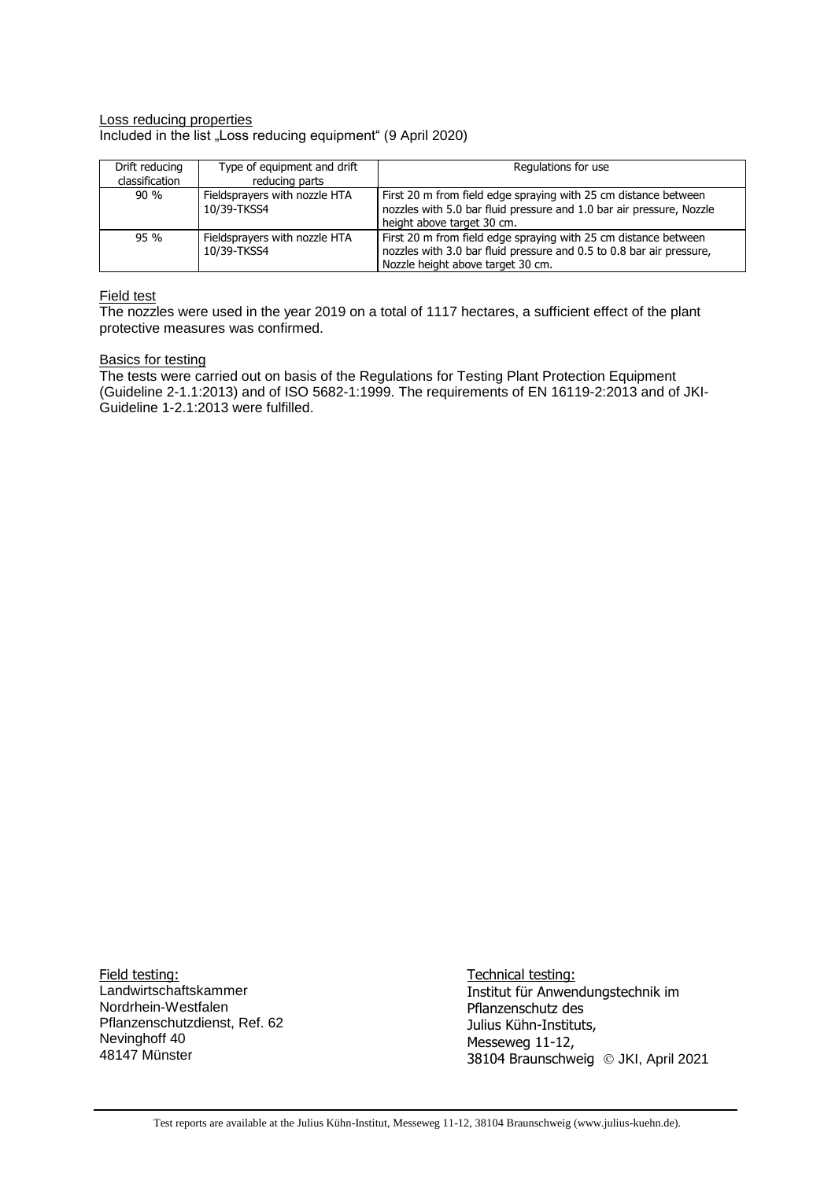Loss reducing properties

Included in the list „Loss reducing equipment" (9 April 2020)

| Drift reducing classification | Type of equipment and drift reducing parts | Regulations for use |
|---|---|---|
| 90 % | Fieldsprayers with nozzle HTA 10/39-TKSS4 | First 20 m from field edge spraying with 25 cm distance between nozzles with 5.0 bar fluid pressure and 1.0 bar air pressure, Nozzle height above target 30 cm. |
| 95 % | Fieldsprayers with nozzle HTA 10/39-TKSS4 | First 20 m from field edge spraying with 25 cm distance between nozzles with 3.0 bar fluid pressure and 0.5 to 0.8 bar air pressure, Nozzle height above target 30 cm. |

Field test

The nozzles were used in the year 2019 on a total of 1117 hectares, a sufficient effect of the plant protective measures was confirmed.

Basics for testing

The tests were carried out on basis of the Regulations for Testing Plant Protection Equipment (Guideline 2-1.1:2013) and of ISO 5682-1:1999. The requirements of EN 16119-2:2013 and of JKI-Guideline 1-2.1:2013 were fulfilled.

Field testing:
Landwirtschaftskammer
Nordrhein-Westfalen
Pflanzenschutzdienst, Ref. 62
Nevinghoff 40
48147 Münster

Technical testing:
Institut für Anwendungstechnik im
Pflanzenschutz des
Julius Kühn-Instituts,
Messeweg 11-12,
38104 Braunschweig © JKI, April 2021

Test reports are available at the Julius Kühn-Institut, Messeweg 11-12, 38104 Braunschweig (www.julius-kuehn.de).